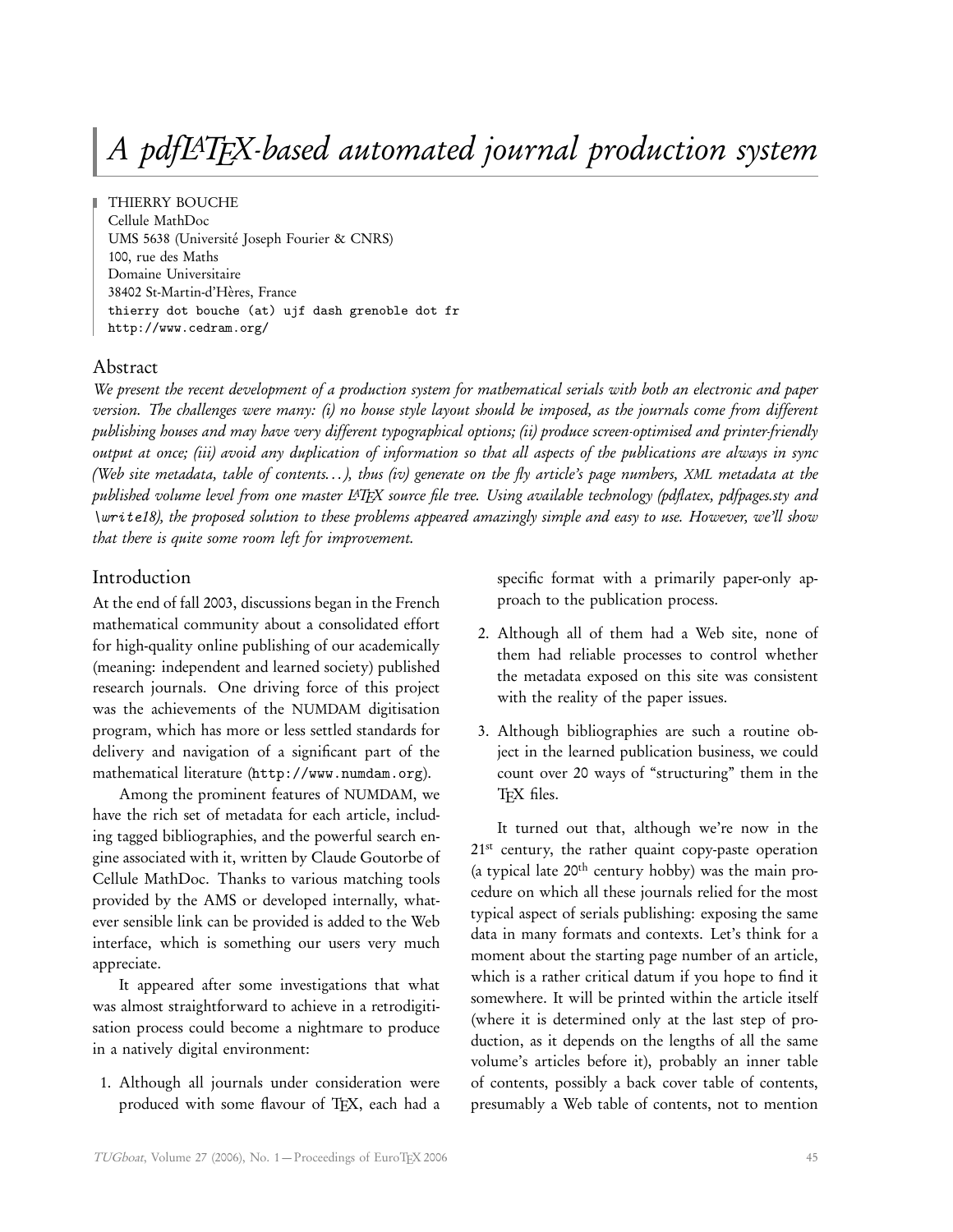# *A pdfLATEX-based automated journal production system*

THIERRY BOUCHE
Cellule MathDoc
UMS 5638 (Université Joseph Fourier & CNRS)
100, rue des Maths
Domaine Universitaire
38402 St-Martin-d'Hères, France
`thierry dot bouche (at) ujf dash grenoble dot fr`
`http://www.cedram.org/`

## Abstract

*We present the recent development of a production system for mathematical serials with both an electronic and paper version. The challenges were many: (i) no house style layout should be imposed, as the journals come from different publishing houses and may have very different typographical options; (ii) produce screen-optimised and printer-friendly output at once; (iii) avoid any duplication of information so that all aspects of the publications are always in sync (Web site metadata, table of contents...), thus (iv) generate on the fly article's page numbers, XML metadata at the published volume level from one master LATEX source file tree. Using available technology (pdflatex, pdfpages.sty and `\write18`), the proposed solution to these problems appeared amazingly simple and easy to use. However, we'll show that there is quite some room left for improvement.*

## Introduction

At the end of fall 2003, discussions began in the French mathematical community about a consolidated effort for high-quality online publishing of our academically (meaning: independent and learned society) published research journals. One driving force of this project was the achievements of the NUMDAM digitisation program, which has more or less settled standards for delivery and navigation of a significant part of the mathematical literature (`http://www.numdam.org`).

Among the prominent features of NUMDAM, we have the rich set of metadata for each article, including tagged bibliographies, and the powerful search engine associated with it, written by Claude Goutorbe of Cellule MathDoc. Thanks to various matching tools provided by the AMS or developed internally, whatever sensible link can be provided is added to the Web interface, which is something our users very much appreciate.

It appeared after some investigations that what was almost straightforward to achieve in a retrodigitisation process could become a nightmare to produce in a natively digital environment:

1. Although all journals under consideration were produced with some flavour of TEX, each had a specific format with a primarily paper-only approach to the publication process.
2. Although all of them had a Web site, none of them had reliable processes to control whether the metadata exposed on this site was consistent with the reality of the paper issues.
3. Although bibliographies are such a routine object in the learned publication business, we could count over 20 ways of "structuring" them in the TEX files.

It turned out that, although we're now in the 21st century, the rather quaint copy-paste operation (a typical late 20th century hobby) was the main procedure on which all these journals relied for the most typical aspect of serials publishing: exposing the same data in many formats and contexts. Let's think for a moment about the starting page number of an article, which is a rather critical datum if you hope to find it somewhere. It will be printed within the article itself (where it is determined only at the last step of production, as it depends on the lengths of all the same volume's articles before it), probably an inner table of contents, possibly a back cover table of contents, presumably a Web table of contents, not to mention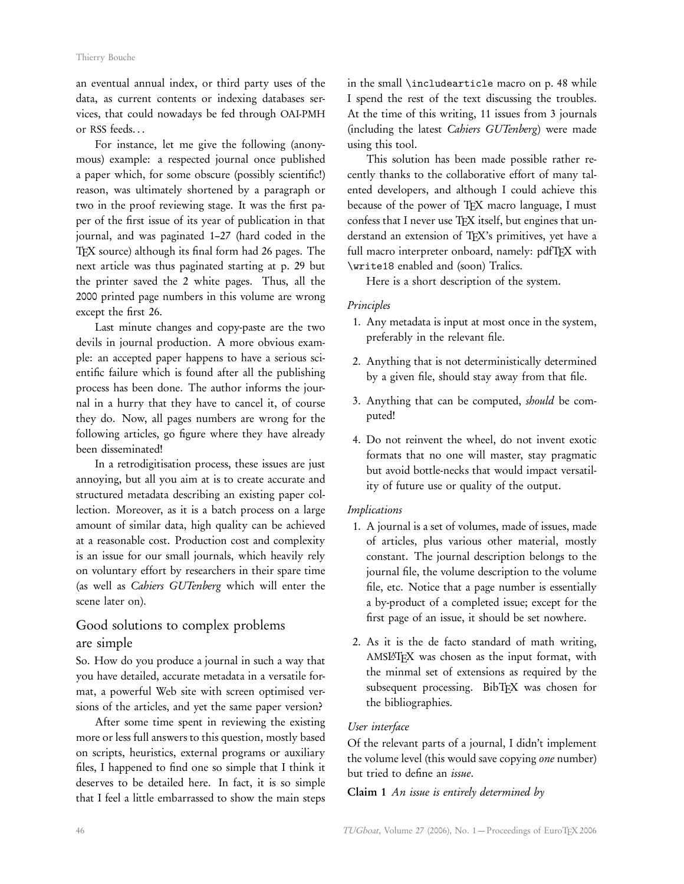an eventual annual index, or third party uses of the data, as current contents or indexing databases services, that could nowadays be fed through OAI-PMH or RSS feeds...

For instance, let me give the following (anonymous) example: a respected journal once published a paper which, for some obscure (possibly scientific!) reason, was ultimately shortened by a paragraph or two in the proof reviewing stage. It was the first paper of the first issue of its year of publication in that journal, and was paginated 1–27 (hard coded in the TEX source) although its final form had 26 pages. The next article was thus paginated starting at p. 29 but the printer saved the 2 white pages. Thus, all the 2000 printed page numbers in this volume are wrong except the first 26.

Last minute changes and copy-paste are the two devils in journal production. A more obvious example: an accepted paper happens to have a serious scientific failure which is found after all the publishing process has been done. The author informs the journal in a hurry that they have to cancel it, of course they do. Now, all pages numbers are wrong for the following articles, go figure where they have already been disseminated!

In a retrodigitisation process, these issues are just annoying, but all you aim at is to create accurate and structured metadata describing an existing paper collection. Moreover, as it is a batch process on a large amount of similar data, high quality can be achieved at a reasonable cost. Production cost and complexity is an issue for our small journals, which heavily rely on voluntary effort by researchers in their spare time (as well as *Cahiers GUTenberg* which will enter the scene later on).

## Good solutions to complex problems are simple

So. How do you produce a journal in such a way that you have detailed, accurate metadata in a versatile format, a powerful Web site with screen optimised versions of the articles, and yet the same paper version?

After some time spent in reviewing the existing more or less full answers to this question, mostly based on scripts, heuristics, external programs or auxiliary files, I happened to find one so simple that I think it deserves to be detailed here. In fact, it is so simple that I feel a little embarrassed to show the main steps in the small `\includearticle` macro on p. 48 while I spend the rest of the text discussing the troubles. At the time of this writing, 11 issues from 3 journals (including the latest *Cahiers GUTenberg*) were made using this tool.

This solution has been made possible rather recently thanks to the collaborative effort of many talented developers, and although I could achieve this because of the power of TEX macro language, I must confess that I never use TEX itself, but engines that understand an extension of TEX's primitives, yet have a full macro interpreter onboard, namely: pdfTEX with `\write18` enabled and (soon) Tralics.

Here is a short description of the system.

*Principles*

1. Any metadata is input at most once in the system, preferably in the relevant file.
2. Anything that is not deterministically determined by a given file, should stay away from that file.
3. Anything that can be computed, *should* be computed!
4. Do not reinvent the wheel, do not invent exotic formats that no one will master, stay pragmatic but avoid bottle-necks that would impact versatility of future use or quality of the output.

*Implications*

1. A journal is a set of volumes, made of issues, made of articles, plus various other material, mostly constant. The journal description belongs to the journal file, the volume description to the volume file, etc. Notice that a page number is essentially a by-product of a completed issue; except for the first page of an issue, it should be set nowhere.
2. As it is the de facto standard of math writing, AMSLATEX was chosen as the input format, with the minmal set of extensions as required by the subsequent processing. BibTEX was chosen for the bibliographies.

*User interface*

Of the relevant parts of a journal, I didn't implement the volume level (this would save copying *one* number) but tried to define an *issue*.

**Claim 1** *An issue is entirely determined by*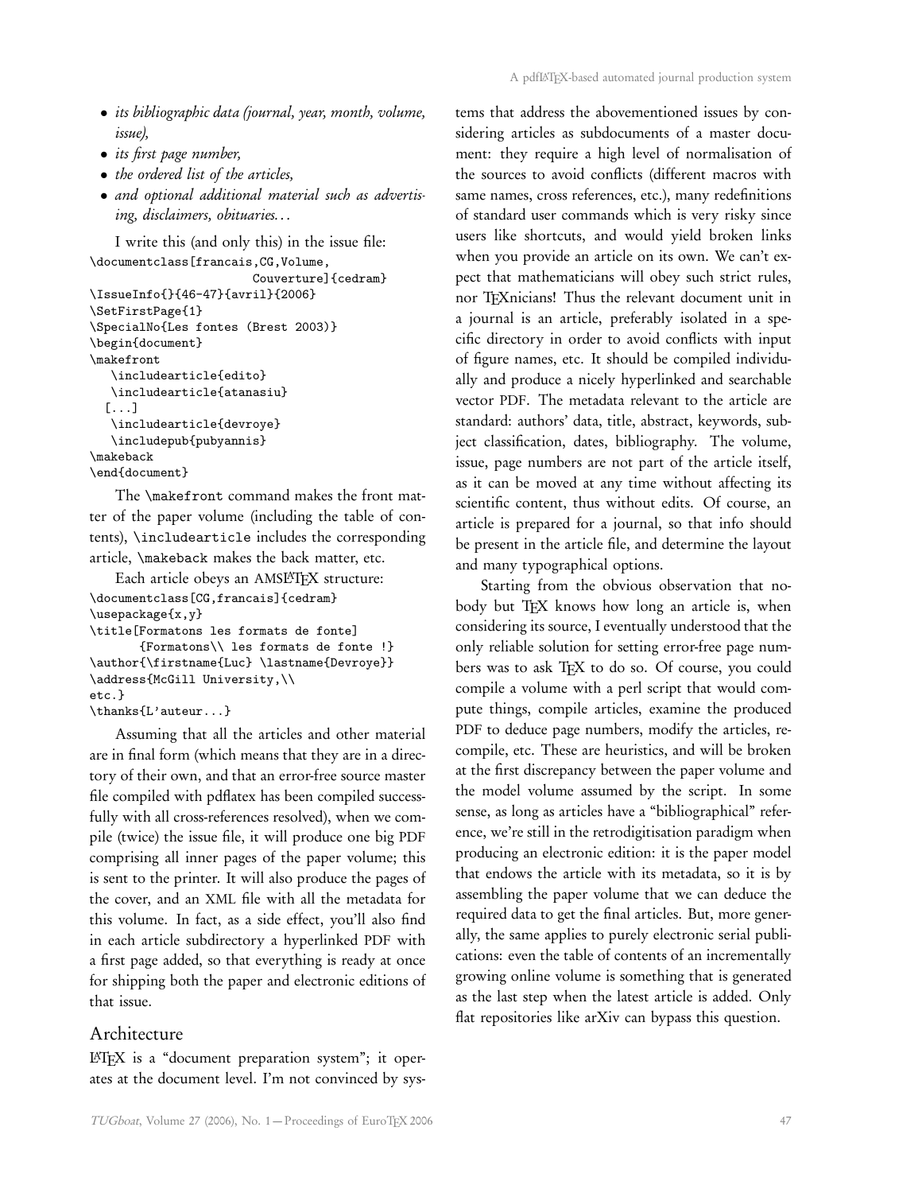- *its bibliographic data (journal, year, month, volume, issue),*
- *its first page number,*
- *the ordered list of the articles,*
- *and optional additional material such as advertising, disclaimers, obituaries…*

I write this (and only this) in the issue file:

```
\documentclass[francais,CG,Volume,
                          Couverture]{cedram}
\IssueInfo{}{46-47}{avril}{2006}
\SetFirstPage{1}
\SpecialNo{Les fontes (Brest 2003)}
\begin{document}
\makefront
   \includearticle{edito}
   \includearticle{atanasiu}
  [...]
   \includearticle{devroye}
   \includepub{pubyannis}
\makeback
\end{document}
```

The `\makefront` command makes the front matter of the paper volume (including the table of contents), `\includearticle` includes the corresponding article, `\makeback` makes the back matter, etc.

Each article obeys an AMSLaTeX structure:

```
\documentclass[CG,francais]{cedram}
\usepackage{x,y}
\title[Formatons les formats de fonte]
      {Formatons\\ les formats de fonte !}
\author{\firstname{Luc} \lastname{Devroye}}
\address{McGill University,\\
etc.}
\thanks{L'auteur...}
```

Assuming that all the articles and other material are in final form (which means that they are in a directory of their own, and that an error-free source master file compiled with pdflatex has been compiled successfully with all cross-references resolved), when we compile (twice) the issue file, it will produce one big PDF comprising all inner pages of the paper volume; this is sent to the printer. It will also produce the pages of the cover, and an XML file with all the metadata for this volume. In fact, as a side effect, you'll also find in each article subdirectory a hyperlinked PDF with a first page added, so that everything is ready at once for shipping both the paper and electronic editions of that issue.

## Architecture

LaTeX is a "document preparation system"; it operates at the document level. I'm not convinced by systems that address the abovementioned issues by considering articles as subdocuments of a master document: they require a high level of normalisation of the sources to avoid conflicts (different macros with same names, cross references, etc.), many redefinitions of standard user commands which is very risky since users like shortcuts, and would yield broken links when you provide an article on its own. We can't expect that mathematicians will obey such strict rules, nor TeXnicians! Thus the relevant document unit in a journal is an article, preferably isolated in a specific directory in order to avoid conflicts with input of figure names, etc. It should be compiled individually and produce a nicely hyperlinked and searchable vector PDF. The metadata relevant to the article are standard: authors' data, title, abstract, keywords, subject classification, dates, bibliography. The volume, issue, page numbers are not part of the article itself, as it can be moved at any time without affecting its scientific content, thus without edits. Of course, an article is prepared for a journal, so that info should be present in the article file, and determine the layout and many typographical options.

Starting from the obvious observation that nobody but TeX knows how long an article is, when considering its source, I eventually understood that the only reliable solution for setting error-free page numbers was to ask TeX to do so. Of course, you could compile a volume with a perl script that would compute things, compile articles, examine the produced PDF to deduce page numbers, modify the articles, recompile, etc. These are heuristics, and will be broken at the first discrepancy between the paper volume and the model volume assumed by the script. In some sense, as long as articles have a "bibliographical" reference, we're still in the retrodigitisation paradigm when producing an electronic edition: it is the paper model that endows the article with its metadata, so it is by assembling the paper volume that we can deduce the required data to get the final articles. But, more generally, the same applies to purely electronic serial publications: even the table of contents of an incrementally growing online volume is something that is generated as the last step when the latest article is added. Only flat repositories like arXiv can bypass this question.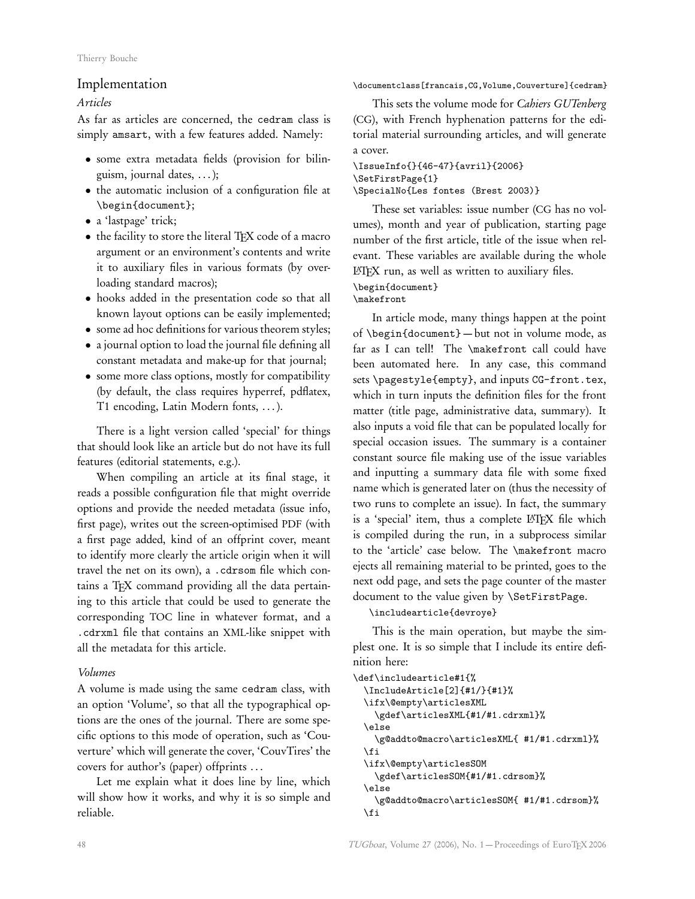## Implementation

### *Articles*

As far as articles are concerned, the `cedram` class is simply `amsart`, with a few features added. Namely:

- some extra metadata fields (provision for bilinguism, journal dates, ...);
- the automatic inclusion of a configuration file at `\begin{document}`;
- a 'lastpage' trick;
- the facility to store the literal TeX code of a macro argument or an environment's contents and write it to auxiliary files in various formats (by overloading standard macros);
- hooks added in the presentation code so that all known layout options can be easily implemented;
- some ad hoc definitions for various theorem styles;
- a journal option to load the journal file defining all constant metadata and make-up for that journal;
- some more class options, mostly for compatibility (by default, the class requires hyperref, pdflatex, T1 encoding, Latin Modern fonts, ...).

There is a light version called 'special' for things that should look like an article but do not have its full features (editorial statements, e.g.).

When compiling an article at its final stage, it reads a possible configuration file that might override options and provide the needed metadata (issue info, first page), writes out the screen-optimised PDF (with a first page added, kind of an offprint cover, meant to identify more clearly the article origin when it will travel the net on its own), a `.cdrsom` file which contains a TeX command providing all the data pertaining to this article that could be used to generate the corresponding TOC line in whatever format, and a `.cdrxml` file that contains an XML-like snippet with all the metadata for this article.

### *Volumes*

A volume is made using the same `cedram` class, with an option 'Volume', so that all the typographical options are the ones of the journal. There are some specific options to this mode of operation, such as 'Couverture' which will generate the cover, 'CouvTires' the covers for author's (paper) offprints ...

Let me explain what it does line by line, which will show how it works, and why it is so simple and reliable.

```
\documentclass[francais,CG,Volume,Couverture]{cedram}
```

This sets the volume mode for *Cahiers GUTenberg* (CG), with French hyphenation patterns for the editorial material surrounding articles, and will generate a cover.

```
\IssueInfo{}{46-47}{avril}{2006}
\SetFirstPage{1}
\SpecialNo{Les fontes (Brest 2003)}
```

These set variables: issue number (CG has no volumes), month and year of publication, starting page number of the first article, title of the issue when relevant. These variables are available during the whole LaTeX run, as well as written to auxiliary files.

```
\begin{document}
\makefront
```

In article mode, many things happen at the point of `\begin{document}` — but not in volume mode, as far as I can tell! The `\makefront` call could have been automated here. In any case, this command sets `\pagestyle{empty}`, and inputs `CG-front.tex`, which in turn inputs the definition files for the front matter (title page, administrative data, summary). It also inputs a void file that can be populated locally for special occasion issues. The summary is a container constant source file making use of the issue variables and inputting a summary data file with some fixed name which is generated later on (thus the necessity of two runs to complete an issue). In fact, the summary is a 'special' item, thus a complete LaTeX file which is compiled during the run, in a subprocess similar to the 'article' case below. The `\makefront` macro ejects all remaining material to be printed, goes to the next odd page, and sets the page counter of the master document to the value given by `\SetFirstPage`.

```
\includearticle{devroye}
```

This is the main operation, but maybe the simplest one. It is so simple that I include its entire definition here:

```
\def\includearticle#1{%
  \IncludeArticle[2]{#1/}{#1}%
  \ifx\@empty\articlesXML
    \gdef\articlesXML{#1/#1.cdrxml}%
  \else
    \g@addto@macro\articlesXML{ #1/#1.cdrxml}%
  \fi
  \ifx\@empty\articlesSOM
    \gdef\articlesSOM{#1/#1.cdrsom}%
  \else
    \g@addto@macro\articlesSOM{ #1/#1.cdrsom}%
  \fi
```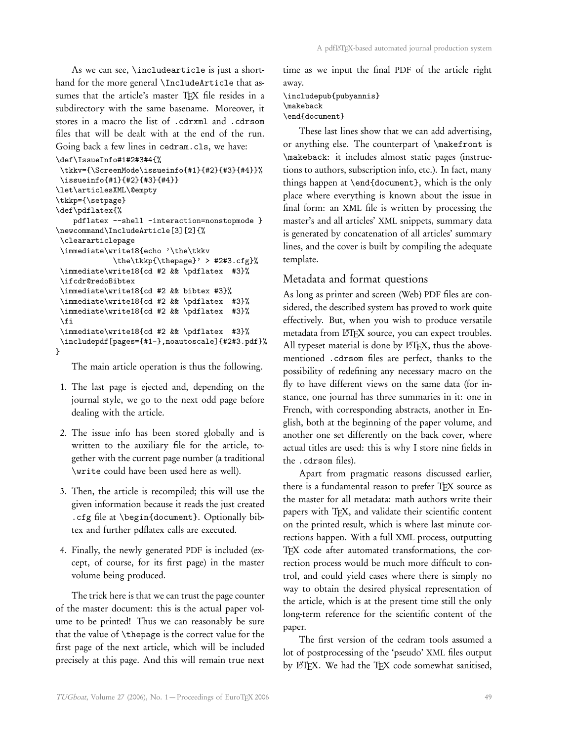As we can see, \includearticle is just a shorthand for the more general \IncludeArticle that assumes that the article's master TEX file resides in a subdirectory with the same basename. Moreover, it stores in a macro the list of .cdrxml and .cdrsom files that will be dealt with at the end of the run. Going back a few lines in cedram.cls, we have:

```
\def\IssueInfo#1#2#3#4{%
 \tkkv={\ScreenMode\issueinfo{#1}{#2}{#3}{#4}}%
 \issueinfo{#1}{#2}{#3}{#4}}
\let\articlesXML\@empty
\tkkp={\setpage}
\def\pdflatex{%
    pdflatex --shell -interaction=nonstopmode }
\newcommand\IncludeArticle[3][2]{%
 \cleararticlepage
 \immediate\write18{echo '\the\tkkv
            \the\tkkp{\thepage}' > #2#3.cfg}%
 \immediate\write18{cd #2 && \pdflatex  #3}%
 \ifcdr@redoBibtex
 \immediate\write18{cd #2 && bibtex #3}%
 \immediate\write18{cd #2 && \pdflatex  #3}%
 \immediate\write18{cd #2 && \pdflatex  #3}%
 \fi
 \immediate\write18{cd #2 && \pdflatex  #3}%
 \includepdf[pages={#1-},noautoscale]{#2#3.pdf}%
}
```

The main article operation is thus the following.

1. The last page is ejected and, depending on the journal style, we go to the next odd page before dealing with the article.

2. The issue info has been stored globally and is written to the auxiliary file for the article, together with the current page number (a traditional \write could have been used here as well).

3. Then, the article is recompiled; this will use the given information because it reads the just created .cfg file at \begin{document}. Optionally bibtex and further pdflatex calls are executed.

4. Finally, the newly generated PDF is included (except, of course, for its first page) in the master volume being produced.

The trick here is that we can trust the page counter of the master document: this is the actual paper volume to be printed! Thus we can reasonably be sure that the value of \thepage is the correct value for the first page of the next article, which will be included precisely at this page. And this will remain true next time as we input the final PDF of the article right away.

```
\includepub{pubyannis}
\makeback
\end{document}
```

These last lines show that we can add advertising, or anything else. The counterpart of \makefront is \makeback: it includes almost static pages (instructions to authors, subscription info, etc.). In fact, many things happen at \end{document}, which is the only place where everything is known about the issue in final form: an XML file is written by processing the master's and all articles' XML snippets, summary data is generated by concatenation of all articles' summary lines, and the cover is built by compiling the adequate template.

## Metadata and format questions

As long as printer and screen (Web) PDF files are considered, the described system has proved to work quite effectively. But, when you wish to produce versatile metadata from LATEX source, you can expect troubles. All typeset material is done by LATEX, thus the above-mentioned .cdrsom files are perfect, thanks to the possibility of redefining any necessary macro on the fly to have different views on the same data (for instance, one journal has three summaries in it: one in French, with corresponding abstracts, another in English, both at the beginning of the paper volume, and another one set differently on the back cover, where actual titles are used: this is why I store nine fields in the .cdrsom files).

Apart from pragmatic reasons discussed earlier, there is a fundamental reason to prefer TEX source as the master for all metadata: math authors write their papers with TEX, and validate their scientific content on the printed result, which is where last minute corrections happen. With a full XML process, outputting TEX code after automated transformations, the correction process would be much more difficult to control, and could yield cases where there is simply no way to obtain the desired physical representation of the article, which is at the present time still the only long-term reference for the scientific content of the paper.

The first version of the cedram tools assumed a lot of postprocessing of the 'pseudo' XML files output by LATEX. We had the TEX code somewhat sanitised,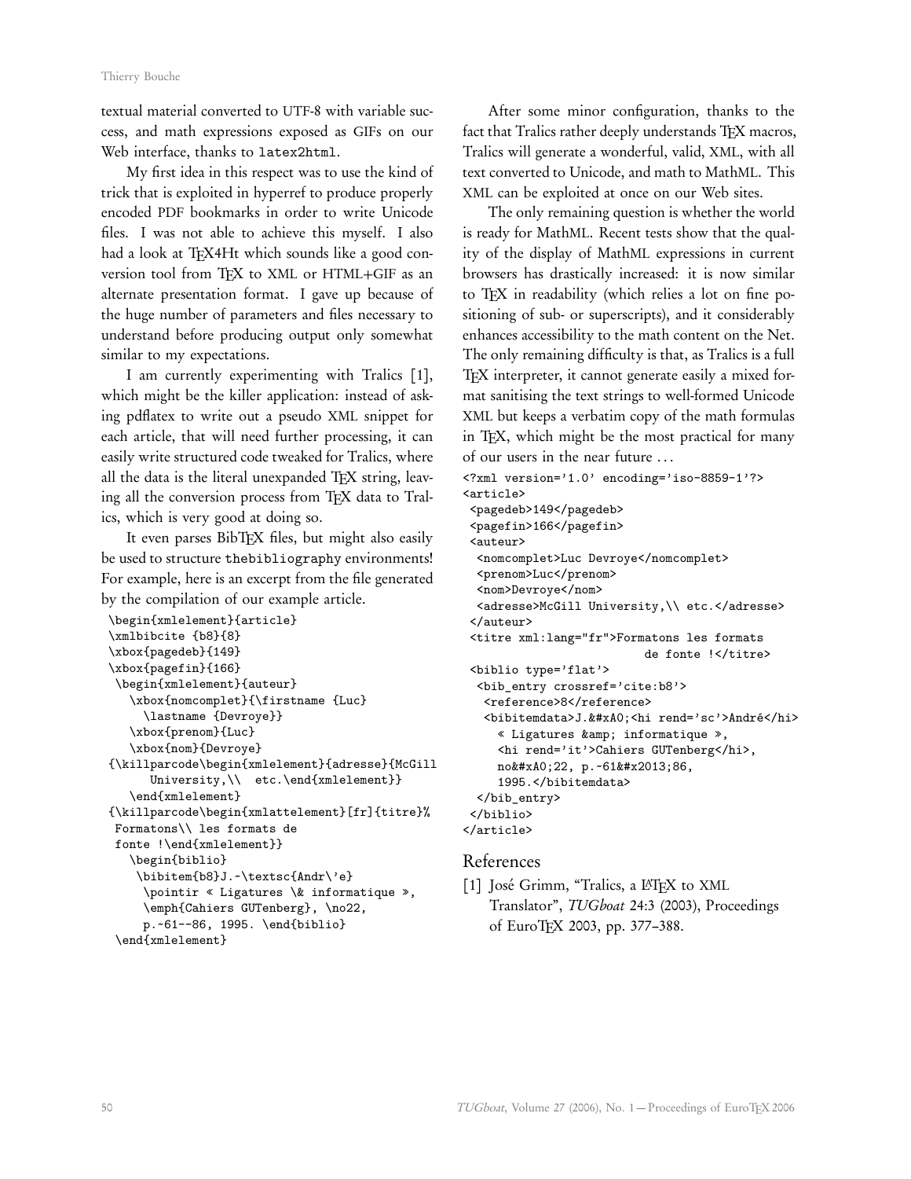textual material converted to UTF-8 with variable success, and math expressions exposed as GIFs on our Web interface, thanks to latex2html.

My first idea in this respect was to use the kind of trick that is exploited in hyperref to produce properly encoded PDF bookmarks in order to write Unicode files. I was not able to achieve this myself. I also had a look at TEX4Ht which sounds like a good conversion tool from TEX to XML or HTML+GIF as an alternate presentation format. I gave up because of the huge number of parameters and files necessary to understand before producing output only somewhat similar to my expectations.

I am currently experimenting with Tralics [1], which might be the killer application: instead of asking pdflatex to write out a pseudo XML snippet for each article, that will need further processing, it can easily write structured code tweaked for Tralics, where all the data is the literal unexpanded TEX string, leaving all the conversion process from TEX data to Tralics, which is very good at doing so.

It even parses BibTEX files, but might also easily be used to structure thebibliography environments! For example, here is an excerpt from the file generated by the compilation of our example article.

```
\begin{xmlelement}{article}
\xmlbibcite {b8}{8}
\xbox{pagedeb}{149}
\xbox{pagefin}{166}
 \begin{xmlelement}{auteur}
   \xbox{nomcomplet}{\firstname {Luc}
     \lastname {Devroye}}
   \xbox{prenom}{Luc}
   \xbox{nom}{Devroye}
{\killparcode\begin{xmlelement}{adresse}{McGill
      University,\\  etc.\end{xmlelement}}
   \end{xmlelement}
{\killparcode\begin{xmlattelement}[fr]{titre}%
 Formatons\\ les formats de
 fonte !\end{xmlelement}}
   \begin{biblio}
    \bibitem{b8}J.~\textsc{Andr\'e}
     \pointir « Ligatures \& informatique »,
     \emph{Cahiers GUTenberg}, \no22,
     p.~61--86, 1995. \end{biblio}
 \end{xmlelement}
```

After some minor configuration, thanks to the fact that Tralics rather deeply understands TEX macros, Tralics will generate a wonderful, valid, XML, with all text converted to Unicode, and math to MathML. This XML can be exploited at once on our Web sites.

The only remaining question is whether the world is ready for MathML. Recent tests show that the quality of the display of MathML expressions in current browsers has drastically increased: it is now similar to TEX in readability (which relies a lot on fine positioning of sub- or superscripts), and it considerably enhances accessibility to the math content on the Net. The only remaining difficulty is that, as Tralics is a full TEX interpreter, it cannot generate easily a mixed format sanitising the text strings to well-formed Unicode XML but keeps a verbatim copy of the math formulas in TEX, which might be the most practical for many of our users in the near future ...

```
<?xml version='1.0' encoding='iso-8859-1'?>
<article>
 <pagedeb>149</pagedeb>
 <pagefin>166</pagefin>
 <auteur>
  <nomcomplet>Luc Devroye</nomcomplet>
  <prenom>Luc</prenom>
  <nom>Devroye</nom>
  <adresse>McGill University,\\ etc.</adresse>
 </auteur>
 <titre xml:lang="fr">Formatons les formats
                          de fonte !</titre>
 <biblio type='flat'>
  <bib_entry crossref='cite:b8'>
   <reference>8</reference>
   <bibitemdata>J.&#xA0;<hi rend='sc'>André</hi>
     « Ligatures &amp; informatique »,
     <hi rend='it'>Cahiers GUTenberg</hi>,
     no&#xA0;22, p.~61&#x2013;86,
     1995.</bibitemdata>
  </bib_entry>
 </biblio>
</article>
```

## References

[1] José Grimm, "Tralics, a LATEX to XML Translator", *TUGboat* 24:3 (2003), Proceedings of EuroTEX 2003, pp. 377–388.